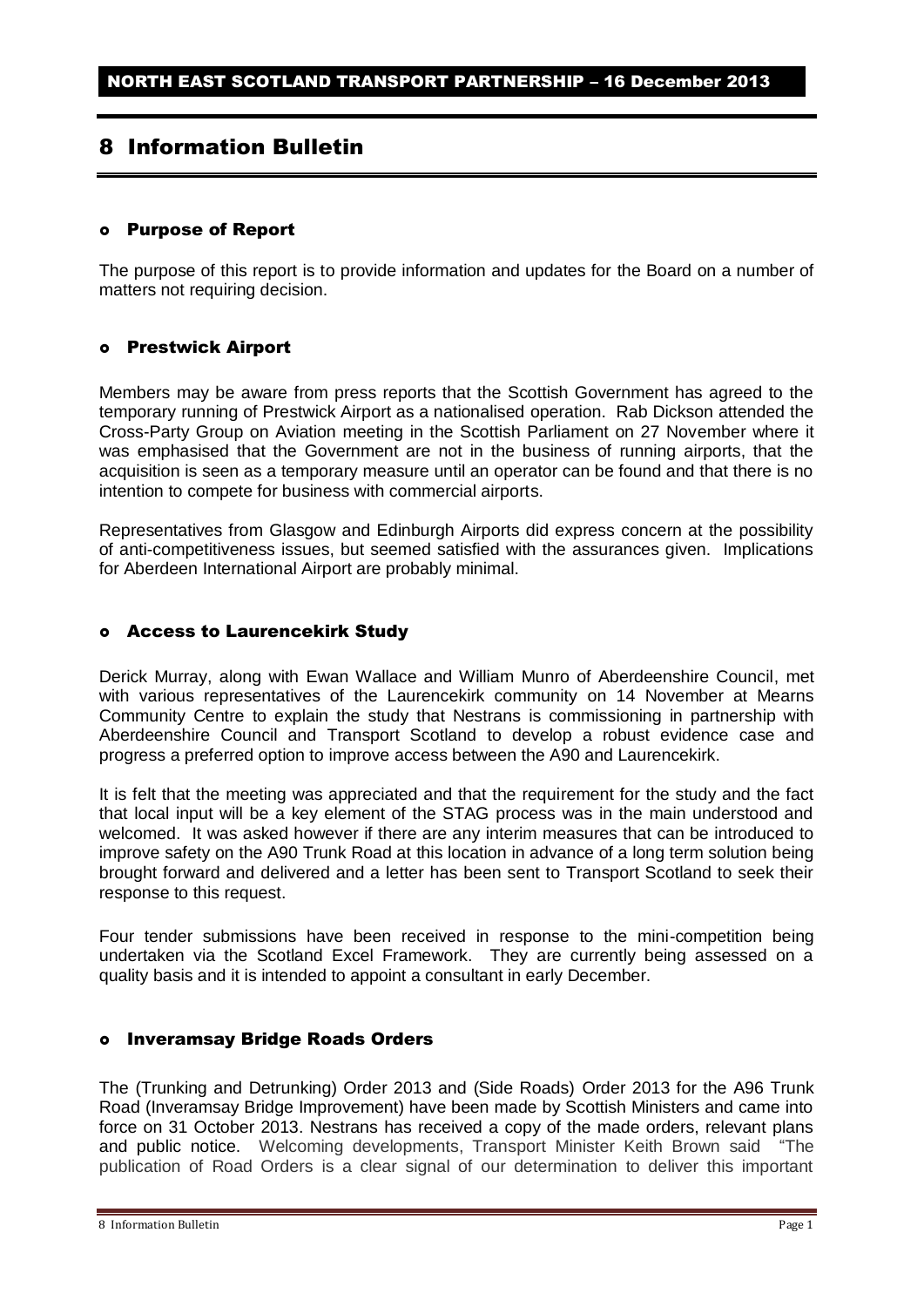# 8 Information Bulletin

## Purpose of Report

The purpose of this report is to provide information and updates for the Board on a number of matters not requiring decision.

## Prestwick Airport

Members may be aware from press reports that the Scottish Government has agreed to the temporary running of Prestwick Airport as a nationalised operation. Rab Dickson attended the Cross-Party Group on Aviation meeting in the Scottish Parliament on 27 November where it was emphasised that the Government are not in the business of running airports, that the acquisition is seen as a temporary measure until an operator can be found and that there is no intention to compete for business with commercial airports.

Representatives from Glasgow and Edinburgh Airports did express concern at the possibility of anti-competitiveness issues, but seemed satisfied with the assurances given. Implications for Aberdeen International Airport are probably minimal.

## Access to Laurencekirk Study

Derick Murray, along with Ewan Wallace and William Munro of Aberdeenshire Council, met with various representatives of the Laurencekirk community on 14 November at Mearns Community Centre to explain the study that Nestrans is commissioning in partnership with Aberdeenshire Council and Transport Scotland to develop a robust evidence case and progress a preferred option to improve access between the A90 and Laurencekirk.

It is felt that the meeting was appreciated and that the requirement for the study and the fact that local input will be a key element of the STAG process was in the main understood and welcomed. It was asked however if there are any interim measures that can be introduced to improve safety on the A90 Trunk Road at this location in advance of a long term solution being brought forward and delivered and a letter has been sent to Transport Scotland to seek their response to this request.

Four tender submissions have been received in response to the mini-competition being undertaken via the Scotland Excel Framework. They are currently being assessed on a quality basis and it is intended to appoint a consultant in early December.

## Inveramsay Bridge Roads Orders

The (Trunking and Detrunking) Order 2013 and (Side Roads) Order 2013 for the A96 Trunk Road (Inveramsay Bridge Improvement) have been made by Scottish Ministers and came into force on 31 October 2013. Nestrans has received a copy of the made orders, relevant plans and public notice. Welcoming developments, Transport Minister Keith Brown said "The publication of Road Orders is a clear signal of our determination to deliver this important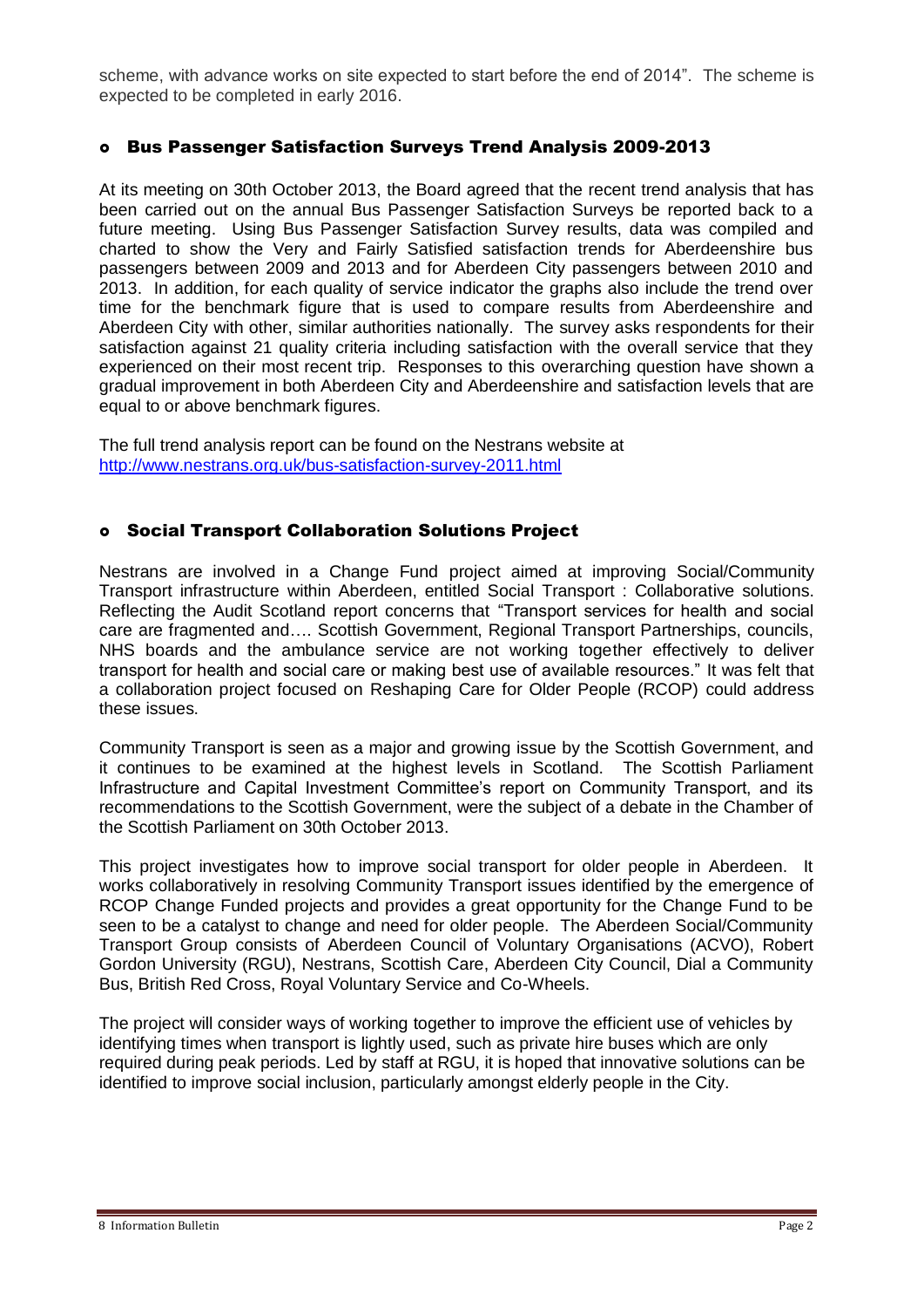scheme, with advance works on site expected to start before the end of 2014". The scheme is expected to be completed in early 2016.

- ## Bus Passenger Satisfaction Surveys Trend Analysis 2009-2013

At its meeting on 30th October 2013, the Board agreed that the recent trend analysis that has been carried out on the annual Bus Passenger Satisfaction Surveys be reported back to a future meeting. Using Bus Passenger Satisfaction Survey results, data was compiled and charted to show the Very and Fairly Satisfied satisfaction trends for Aberdeenshire bus passengers between 2009 and 2013 and for Aberdeen City passengers between 2010 and 2013. In addition, for each quality of service indicator the graphs also include the trend over time for the benchmark figure that is used to compare results from Aberdeenshire and Aberdeen City with other, similar authorities nationally. The survey asks respondents for their satisfaction against 21 quality criteria including satisfaction with the overall service that they experienced on their most recent trip. Responses to this overarching question have shown a gradual improvement in both Aberdeen City and Aberdeenshire and satisfaction levels that are equal to or above benchmark figures.

The full trend analysis report can be found on the Nestrans website at
http://www.nestrans.org.uk/bus-satisfaction-survey-2011.html

- ## Social Transport Collaboration Solutions Project

Nestrans are involved in a Change Fund project aimed at improving Social/Community Transport infrastructure within Aberdeen, entitled Social Transport : Collaborative solutions. Reflecting the Audit Scotland report concerns that "Transport services for health and social care are fragmented and…. Scottish Government, Regional Transport Partnerships, councils, NHS boards and the ambulance service are not working together effectively to deliver transport for health and social care or making best use of available resources." It was felt that a collaboration project focused on Reshaping Care for Older People (RCOP) could address these issues.

Community Transport is seen as a major and growing issue by the Scottish Government, and it continues to be examined at the highest levels in Scotland. The Scottish Parliament Infrastructure and Capital Investment Committee's report on Community Transport, and its recommendations to the Scottish Government, were the subject of a debate in the Chamber of the Scottish Parliament on 30th October 2013.

This project investigates how to improve social transport for older people in Aberdeen. It works collaboratively in resolving Community Transport issues identified by the emergence of RCOP Change Funded projects and provides a great opportunity for the Change Fund to be seen to be a catalyst to change and need for older people. The Aberdeen Social/Community Transport Group consists of Aberdeen Council of Voluntary Organisations (ACVO), Robert Gordon University (RGU), Nestrans, Scottish Care, Aberdeen City Council, Dial a Community Bus, British Red Cross, Royal Voluntary Service and Co-Wheels.

The project will consider ways of working together to improve the efficient use of vehicles by identifying times when transport is lightly used, such as private hire buses which are only required during peak periods. Led by staff at RGU, it is hoped that innovative solutions can be identified to improve social inclusion, particularly amongst elderly people in the City.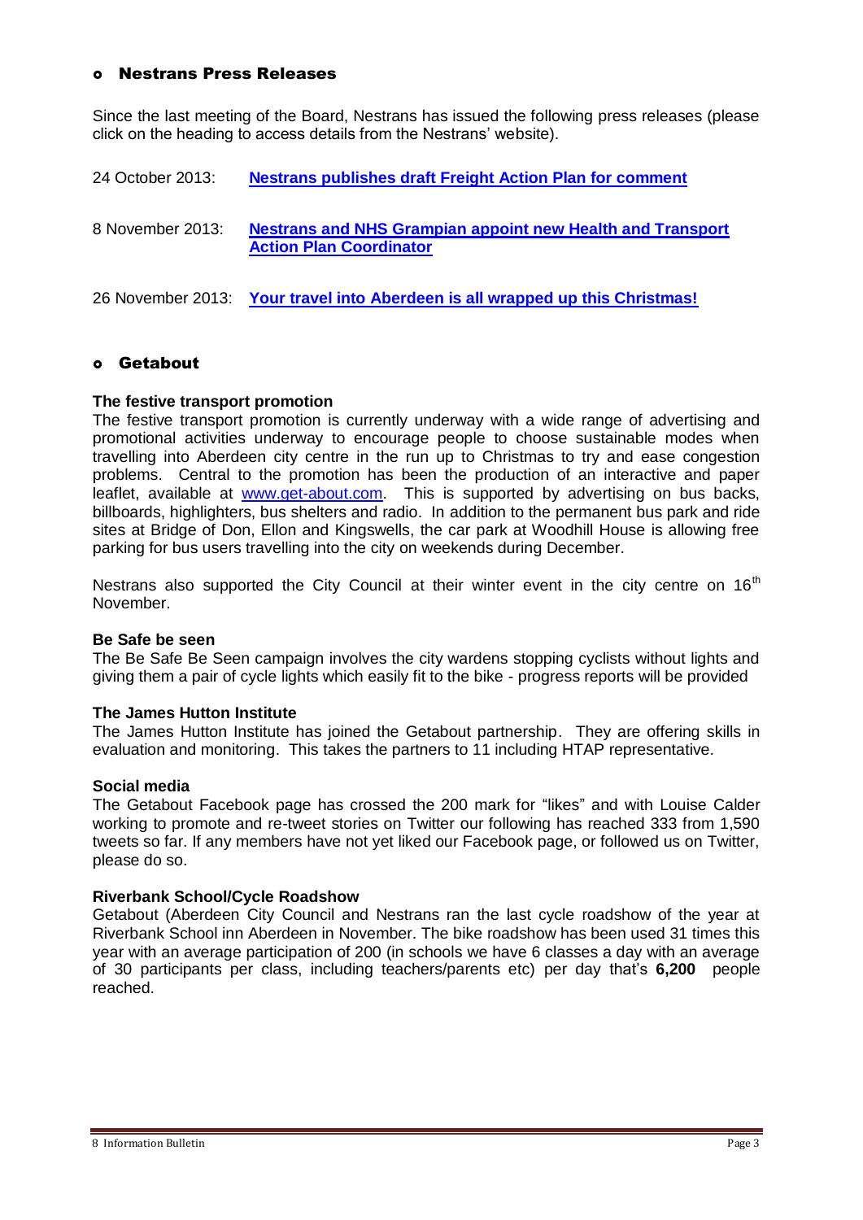## Nestrans Press Releases

Since the last meeting of the Board, Nestrans has issued the following press releases (please click on the heading to access details from the Nestrans' website).

24 October 2013: **Nestrans publishes draft Freight Action Plan for comment**

8 November 2013: **Nestrans and NHS Grampian appoint new Health and Transport Action Plan Coordinator**

26 November 2013: **Your travel into Aberdeen is all wrapped up this Christmas!**

## Getabout

**The festive transport promotion**

The festive transport promotion is currently underway with a wide range of advertising and promotional activities underway to encourage people to choose sustainable modes when travelling into Aberdeen city centre in the run up to Christmas to try and ease congestion problems. Central to the promotion has been the production of an interactive and paper leaflet, available at www.get-about.com. This is supported by advertising on bus backs, billboards, highlighters, bus shelters and radio. In addition to the permanent bus park and ride sites at Bridge of Don, Ellon and Kingswells, the car park at Woodhill House is allowing free parking for bus users travelling into the city on weekends during December.

Nestrans also supported the City Council at their winter event in the city centre on 16th November.

**Be Safe be seen**

The Be Safe Be Seen campaign involves the city wardens stopping cyclists without lights and giving them a pair of cycle lights which easily fit to the bike - progress reports will be provided

**The James Hutton Institute**

The James Hutton Institute has joined the Getabout partnership. They are offering skills in evaluation and monitoring. This takes the partners to 11 including HTAP representative.

**Social media**

The Getabout Facebook page has crossed the 200 mark for "likes" and with Louise Calder working to promote and re-tweet stories on Twitter our following has reached 333 from 1,590 tweets so far. If any members have not yet liked our Facebook page, or followed us on Twitter, please do so.

**Riverbank School/Cycle Roadshow**

Getabout (Aberdeen City Council and Nestrans ran the last cycle roadshow of the year at Riverbank School inn Aberdeen in November. The bike roadshow has been used 31 times this year with an average participation of 200 (in schools we have 6 classes a day with an average of 30 participants per class, including teachers/parents etc) per day that's **6,200** people reached.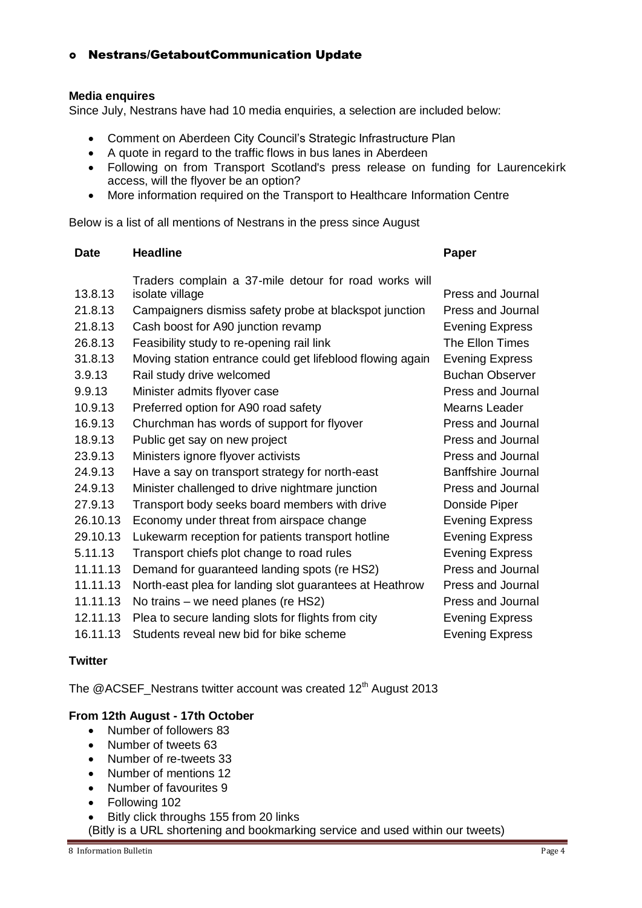- **Nestrans/GetaboutCommunication Update**

**Media enquires**

Since July, Nestrans have had 10 media enquiries, a selection are included below:

- Comment on Aberdeen City Council's Strategic Infrastructure Plan
- A quote in regard to the traffic flows in bus lanes in Aberdeen
- Following on from Transport Scotland's press release on funding for Laurencekirk access, will the flyover be an option?
- More information required on the Transport to Healthcare Information Centre

Below is a list of all mentions of Nestrans in the press since August

| Date | Headline | Paper |
|---|---|---|
| 13.8.13 | Traders complain a 37-mile detour for road works will isolate village | Press and Journal |
| 21.8.13 | Campaigners dismiss safety probe at blackspot junction | Press and Journal |
| 21.8.13 | Cash boost for A90 junction revamp | Evening Express |
| 26.8.13 | Feasibility study to re-opening rail link | The Ellon Times |
| 31.8.13 | Moving station entrance could get lifeblood flowing again | Evening Express |
| 3.9.13 | Rail study drive welcomed | Buchan Observer |
| 9.9.13 | Minister admits flyover case | Press and Journal |
| 10.9.13 | Preferred option for A90 road safety | Mearns Leader |
| 16.9.13 | Churchman has words of support for flyover | Press and Journal |
| 18.9.13 | Public get say on new project | Press and Journal |
| 23.9.13 | Ministers ignore flyover activists | Press and Journal |
| 24.9.13 | Have a say on transport strategy for north-east | Banffshire Journal |
| 24.9.13 | Minister challenged to drive nightmare junction | Press and Journal |
| 27.9.13 | Transport body seeks board members with drive | Donside Piper |
| 26.10.13 | Economy under threat from airspace change | Evening Express |
| 29.10.13 | Lukewarm reception for patients transport hotline | Evening Express |
| 5.11.13 | Transport chiefs plot change to road rules | Evening Express |
| 11.11.13 | Demand for guaranteed landing spots (re HS2) | Press and Journal |
| 11.11.13 | North-east plea for landing slot guarantees at Heathrow | Press and Journal |
| 11.11.13 | No trains – we need planes (re HS2) | Press and Journal |
| 12.11.13 | Plea to secure landing slots for flights from city | Evening Express |
| 16.11.13 | Students reveal new bid for bike scheme | Evening Express |

**Twitter**

The @ACSEF_Nestrans twitter account was created 12th August 2013

**From 12th August - 17th October**

- Number of followers 83
- Number of tweets 63
- Number of re-tweets 33
- Number of mentions 12
- Number of favourites 9
- Following 102
- Bitly click throughs 155 from 20 links

(Bitly is a URL shortening and bookmarking service and used within our tweets)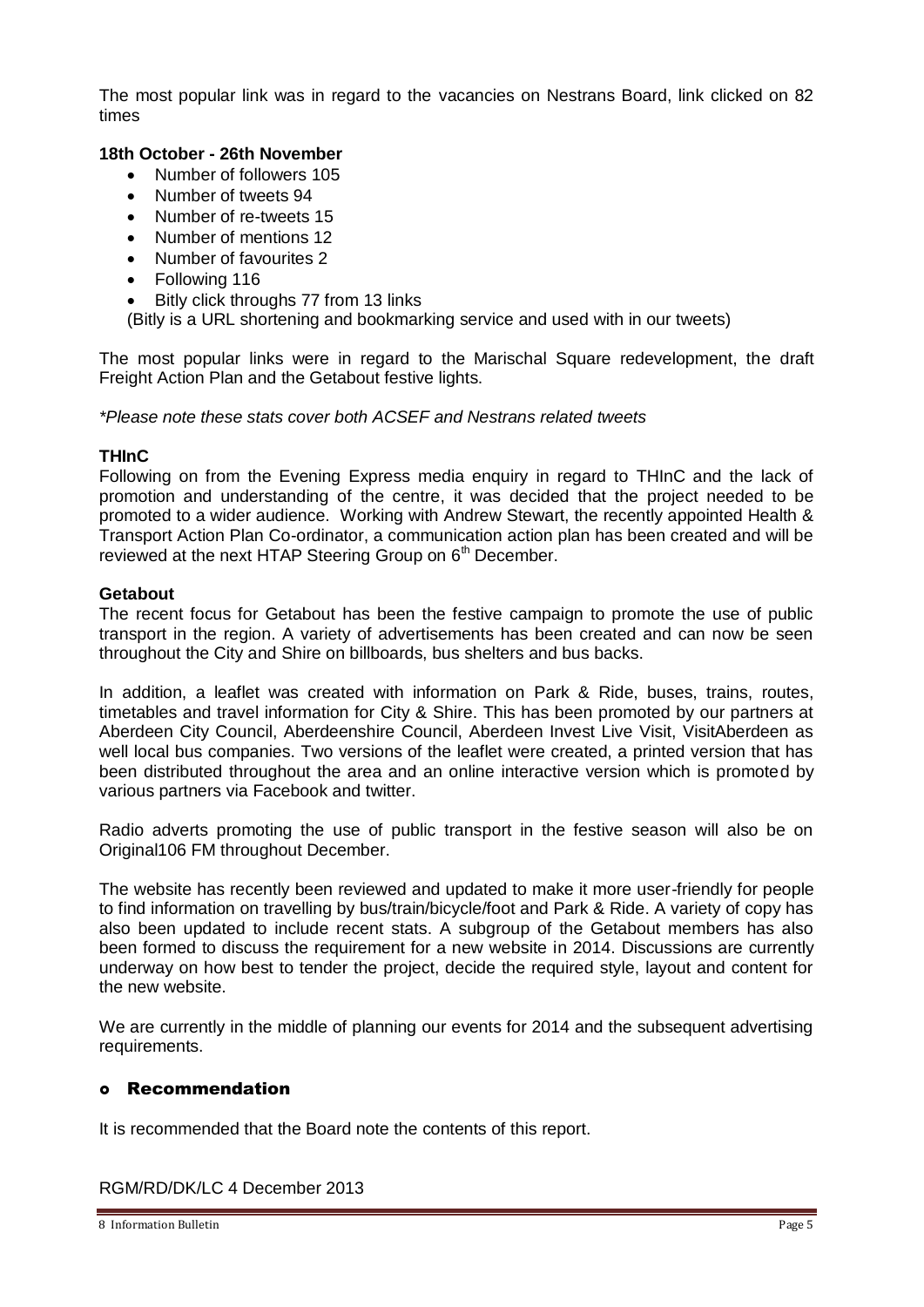The most popular link was in regard to the vacancies on Nestrans Board, link clicked on 82 times

**18th October - 26th November**

- Number of followers 105
- Number of tweets 94
- Number of re-tweets 15
- Number of mentions 12
- Number of favourites 2
- Following 116
- Bitly click throughs 77 from 13 links

(Bitly is a URL shortening and bookmarking service and used with in our tweets)

The most popular links were in regard to the Marischal Square redevelopment, the draft Freight Action Plan and the Getabout festive lights.

*\*Please note these stats cover both ACSEF and Nestrans related tweets*

**THInC**

Following on from the Evening Express media enquiry in regard to THInC and the lack of promotion and understanding of the centre, it was decided that the project needed to be promoted to a wider audience. Working with Andrew Stewart, the recently appointed Health & Transport Action Plan Co-ordinator, a communication action plan has been created and will be reviewed at the next HTAP Steering Group on 6th December.

**Getabout**

The recent focus for Getabout has been the festive campaign to promote the use of public transport in the region. A variety of advertisements has been created and can now be seen throughout the City and Shire on billboards, bus shelters and bus backs.

In addition, a leaflet was created with information on Park & Ride, buses, trains, routes, timetables and travel information for City & Shire. This has been promoted by our partners at Aberdeen City Council, Aberdeenshire Council, Aberdeen Invest Live Visit, VisitAberdeen as well local bus companies. Two versions of the leaflet were created, a printed version that has been distributed throughout the area and an online interactive version which is promoted by various partners via Facebook and twitter.

Radio adverts promoting the use of public transport in the festive season will also be on Original106 FM throughout December.

The website has recently been reviewed and updated to make it more user-friendly for people to find information on travelling by bus/train/bicycle/foot and Park & Ride. A variety of copy has also been updated to include recent stats. A subgroup of the Getabout members has also been formed to discuss the requirement for a new website in 2014. Discussions are currently underway on how best to tender the project, decide the required style, layout and content for the new website.

We are currently in the middle of planning our events for 2014 and the subsequent advertising requirements.

## Recommendation

It is recommended that the Board note the contents of this report.

RGM/RD/DK/LC 4 December 2013